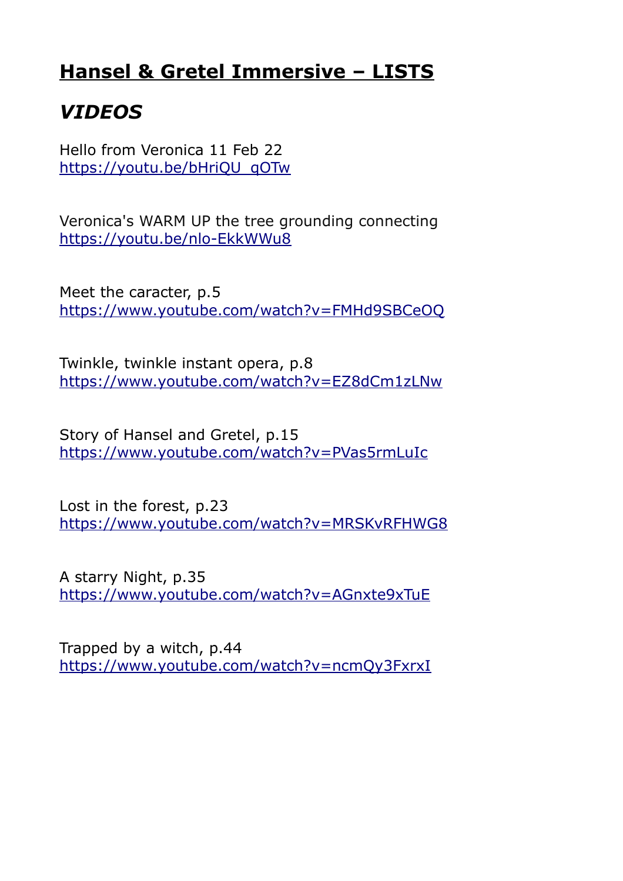# Hansel & Gretel Immersive – LISTS

## *VIDEOS*

Hello from Veronica 11 Feb 22
https://youtu.be/bHriQU_qOTw

Veronica's WARM UP the tree grounding connecting
https://youtu.be/nlo-EkkWWu8

Meet the caracter, p.5
https://www.youtube.com/watch?v=FMHd9SBCeOQ

Twinkle, twinkle instant opera, p.8
https://www.youtube.com/watch?v=EZ8dCm1zLNw

Story of Hansel and Gretel, p.15
https://www.youtube.com/watch?v=PVas5rmLuIc

Lost in the forest, p.23
https://www.youtube.com/watch?v=MRSKvRFHWG8

A starry Night, p.35
https://www.youtube.com/watch?v=AGnxte9xTuE

Trapped by a witch, p.44
https://www.youtube.com/watch?v=ncmQy3FxrxI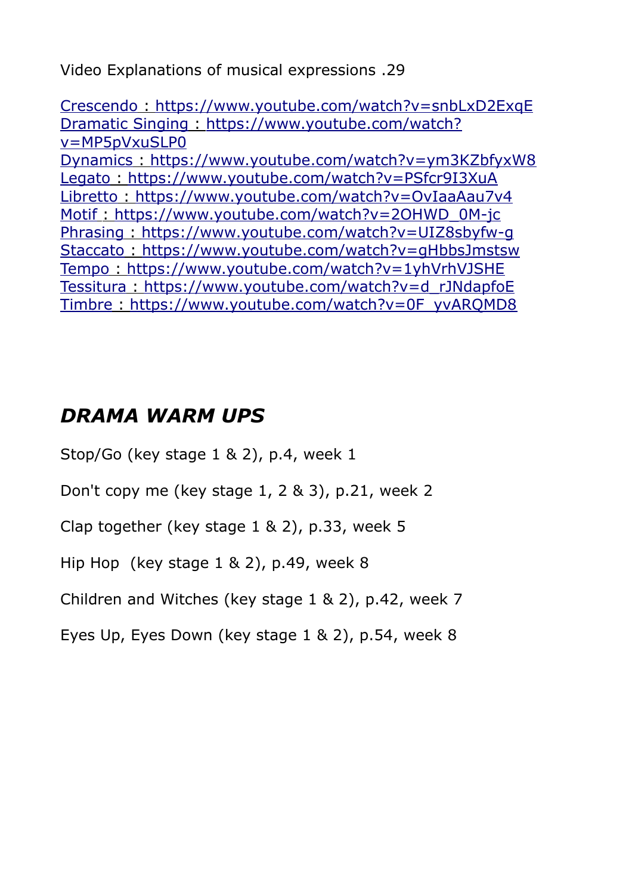Video Explanations of musical expressions .29

[Crescendo : https://www.youtube.com/watch?v=snbLxD2ExqE](https://www.youtube.com/watch?v=snbLxD2ExqE)
[Dramatic Singing : https://www.youtube.com/watch?v=MP5pVxuSLP0](https://www.youtube.com/watch?v=MP5pVxuSLP0)
[Dynamics : https://www.youtube.com/watch?v=ym3KZbfyxW8](https://www.youtube.com/watch?v=ym3KZbfyxW8)
[Legato : https://www.youtube.com/watch?v=PSfcr9I3XuA](https://www.youtube.com/watch?v=PSfcr9I3XuA)
[Libretto : https://www.youtube.com/watch?v=OvIaaAau7v4](https://www.youtube.com/watch?v=OvIaaAau7v4)
[Motif : https://www.youtube.com/watch?v=2OHWD_0M-jc](https://www.youtube.com/watch?v=2OHWD_0M-jc)
[Phrasing : https://www.youtube.com/watch?v=UIZ8sbyfw-g](https://www.youtube.com/watch?v=UIZ8sbyfw-g)
[Staccato : https://www.youtube.com/watch?v=gHbbsJmstsw](https://www.youtube.com/watch?v=gHbbsJmstsw)
[Tempo : https://www.youtube.com/watch?v=1yhVrhVJSHE](https://www.youtube.com/watch?v=1yhVrhVJSHE)
[Tessitura : https://www.youtube.com/watch?v=d_rJNdapfoE](https://www.youtube.com/watch?v=d_rJNdapfoE)
[Timbre : https://www.youtube.com/watch?v=0F_yvARQMD8](https://www.youtube.com/watch?v=0F_yvARQMD8)

## *DRAMA WARM UPS*

Stop/Go (key stage 1 & 2), p.4, week 1

Don't copy me (key stage 1, 2 & 3), p.21, week 2

Clap together (key stage 1 & 2), p.33, week 5

Hip Hop (key stage 1 & 2), p.49, week 8

Children and Witches (key stage 1 & 2), p.42, week 7

Eyes Up, Eyes Down (key stage 1 & 2), p.54, week 8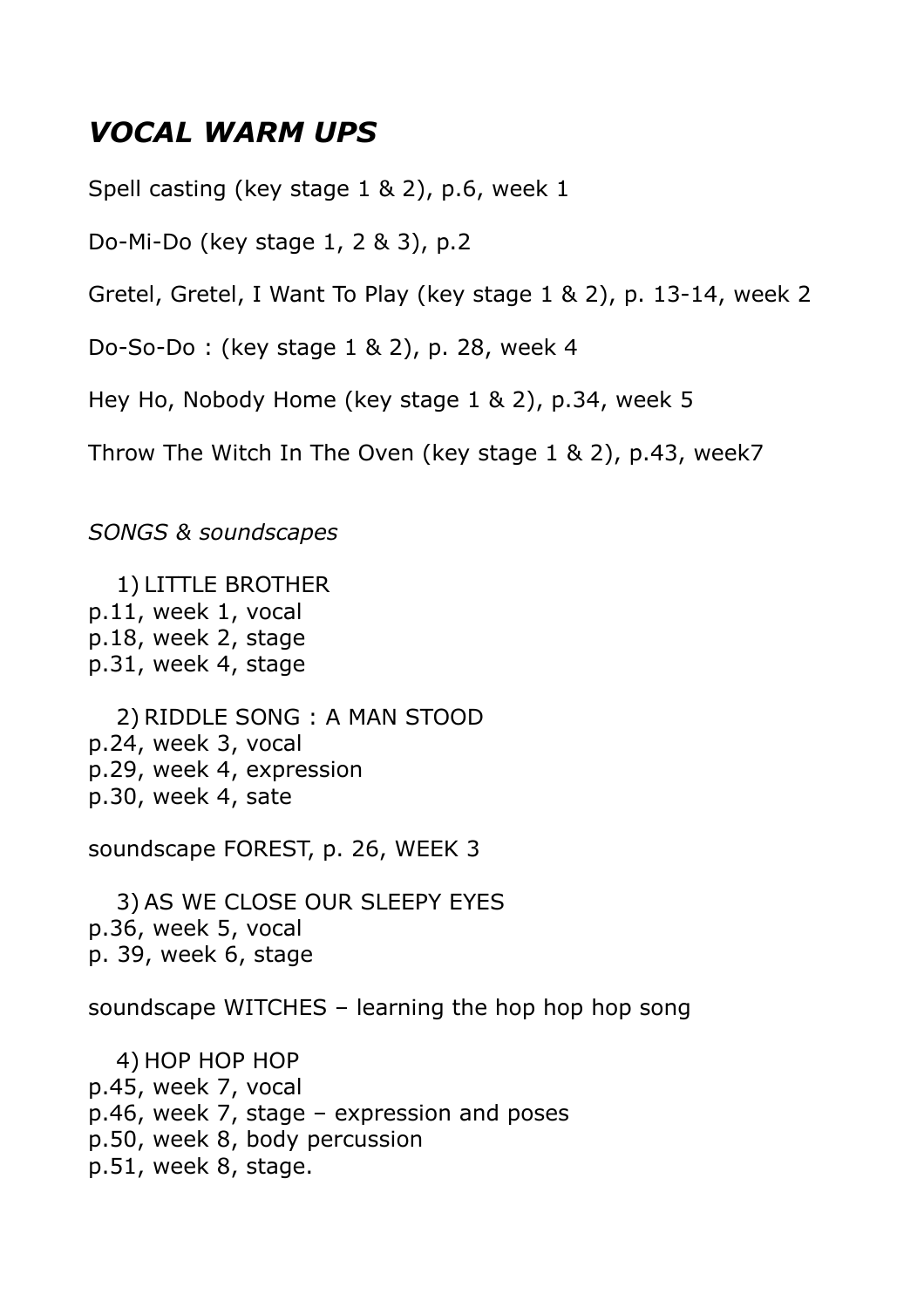# *VOCAL WARM UPS*

Spell casting (key stage 1 & 2), p.6, week 1

Do-Mi-Do (key stage 1, 2 & 3), p.2

Gretel, Gretel, I Want To Play (key stage 1 & 2), p. 13-14, week 2

Do-So-Do : (key stage 1 & 2), p. 28, week 4

Hey Ho, Nobody Home (key stage 1 & 2), p.34, week 5

Throw The Witch In The Oven (key stage 1 & 2), p.43, week7

*SONGS & soundscapes*

1) LITTLE BROTHER

p.11, week 1, vocal
p.18, week 2, stage
p.31, week 4, stage

2) RIDDLE SONG : A MAN STOOD

p.24, week 3, vocal
p.29, week 4, expression
p.30, week 4, sate

soundscape FOREST, p. 26, WEEK 3

3) AS WE CLOSE OUR SLEEPY EYES

p.36, week 5, vocal
p. 39, week 6, stage

soundscape WITCHES – learning the hop hop hop song

4) HOP HOP HOP

p.45, week 7, vocal
p.46, week 7, stage – expression and poses
p.50, week 8, body percussion
p.51, week 8, stage.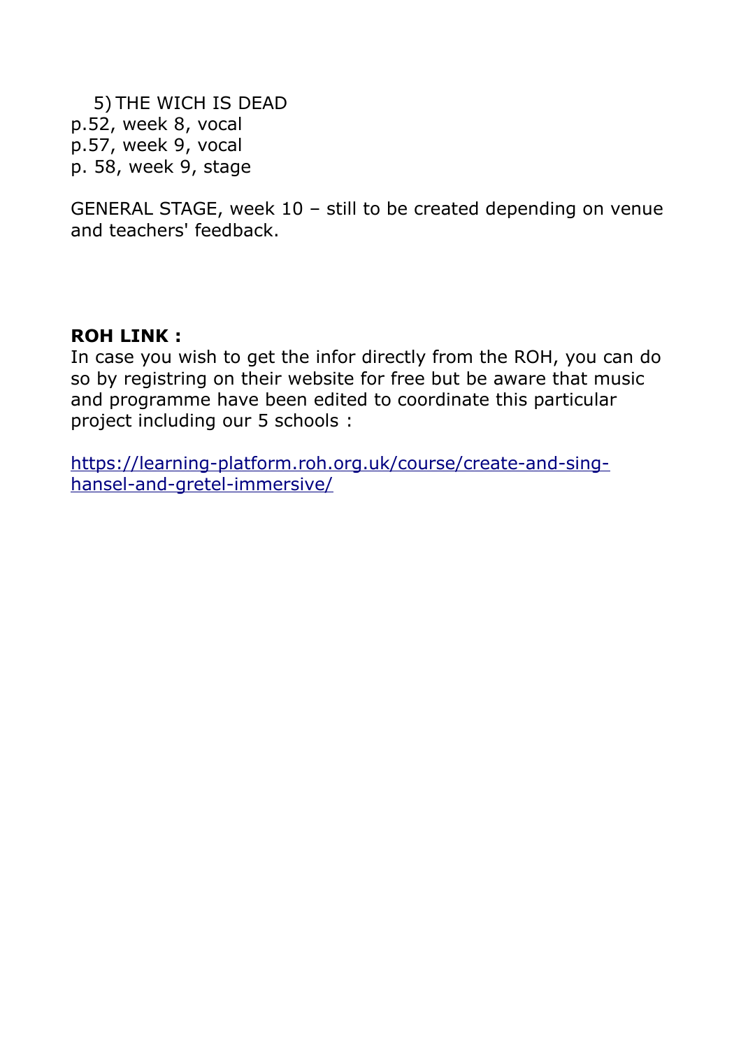5) THE WICH IS DEAD

p.52, week 8, vocal
p.57, week 9, vocal
p. 58, week 9, stage

GENERAL STAGE, week 10 – still to be created depending on venue and teachers' feedback.

**ROH LINK :**
In case you wish to get the infor directly from the ROH, you can do so by registring on their website for free but be aware that music and programme have been edited to coordinate this particular project including our 5 schools :

https://learning-platform.roh.org.uk/course/create-and-sing-hansel-and-gretel-immersive/